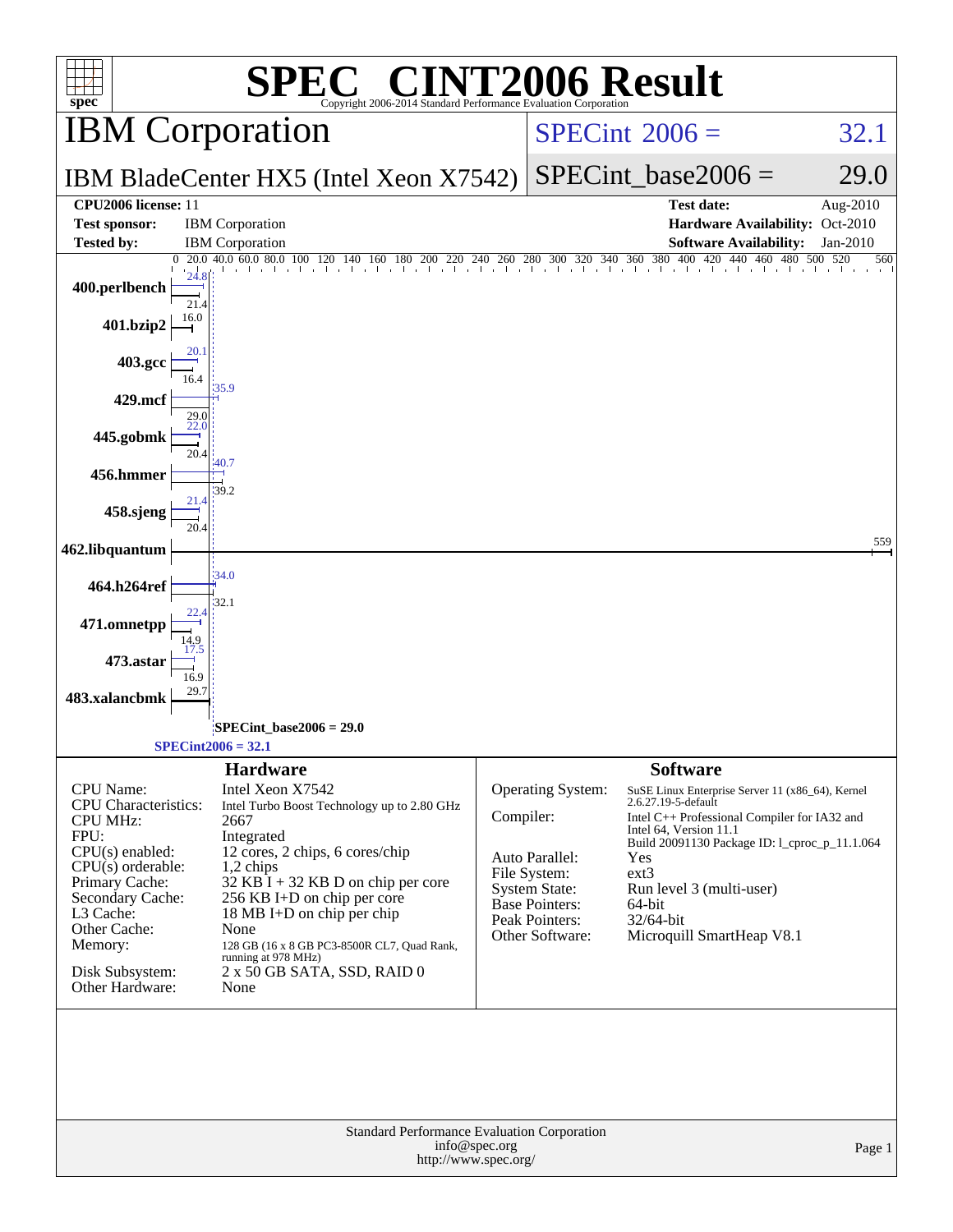# SPEC CINT2006 Result

Copyright 2006-2014 Standard Performance Evaluation Corporation

## IBM Corporation

**IBM BladeCenter HX5 (Intel Xeon X7542)**

SPECint 2006 = 32.1

SPECint_base2006 = 29.0

| | | | |
|---|---|---|---|
| **CPU2006 license:** | 11 | **Test date:** | Aug-2010 |
| **Test sponsor:** | IBM Corporation | **Hardware Availability:** | Oct-2010 |
| **Tested by:** | IBM Corporation | **Software Availability:** | Jan-2010 |

| Benchmark | Peak | Base |
|---|---|---|
| 400.perlbench | 24.8 | 21.4 |
| 401.bzip2 | 16.0 | |
| 403.gcc | 20.1 | 16.4 |
| 429.mcf | 35.9 | 29.0 |
| 445.gobmk | 22.0 | 20.4 |
| 456.hmmer | 40.7 | 39.2 |
| 458.sjeng | 21.4 | 20.4 |
| 462.libquantum | 559 | |
| 464.h264ref | 34.0 | 32.1 |
| 471.omnetpp | 22.4 | 14.9 |
| 473.astar | 17.5 | 16.9 |
| 483.xalancbmk | 29.7 | |

SPECint_base2006 = 29.0

SPECint2006 = 32.1

### Hardware

| | |
|---|---|
| CPU Name: | Intel Xeon X7542 |
| CPU Characteristics: | Intel Turbo Boost Technology up to 2.80 GHz |
| CPU MHz: | 2667 |
| FPU: | Integrated |
| CPU(s) enabled: | 12 cores, 2 chips, 6 cores/chip |
| CPU(s) orderable: | 1,2 chips |
| Primary Cache: | 32 KB I + 32 KB D on chip per core |
| Secondary Cache: | 256 KB I+D on chip per core |
| L3 Cache: | 18 MB I+D on chip per chip |
| Other Cache: | None |
| Memory: | 128 GB (16 x 8 GB PC3-8500R CL7, Quad Rank, running at 978 MHz) |
| Disk Subsystem: | 2 x 50 GB SATA, SSD, RAID 0 |
| Other Hardware: | None |

### Software

| | |
|---|---|
| Operating System: | SuSE Linux Enterprise Server 11 (x86_64), Kernel 2.6.27.19-5-default |
| Compiler: | Intel C++ Professional Compiler for IA32 and Intel 64, Version 11.1 Build 20091130 Package ID: l_cproc_p_11.1.064 |
| Auto Parallel: | Yes |
| File System: | ext3 |
| System State: | Run level 3 (multi-user) |
| Base Pointers: | 64-bit |
| Peak Pointers: | 32/64-bit |
| Other Software: | Microquill SmartHeap V8.1 |

Standard Performance Evaluation Corporation
info@spec.org
http://www.spec.org/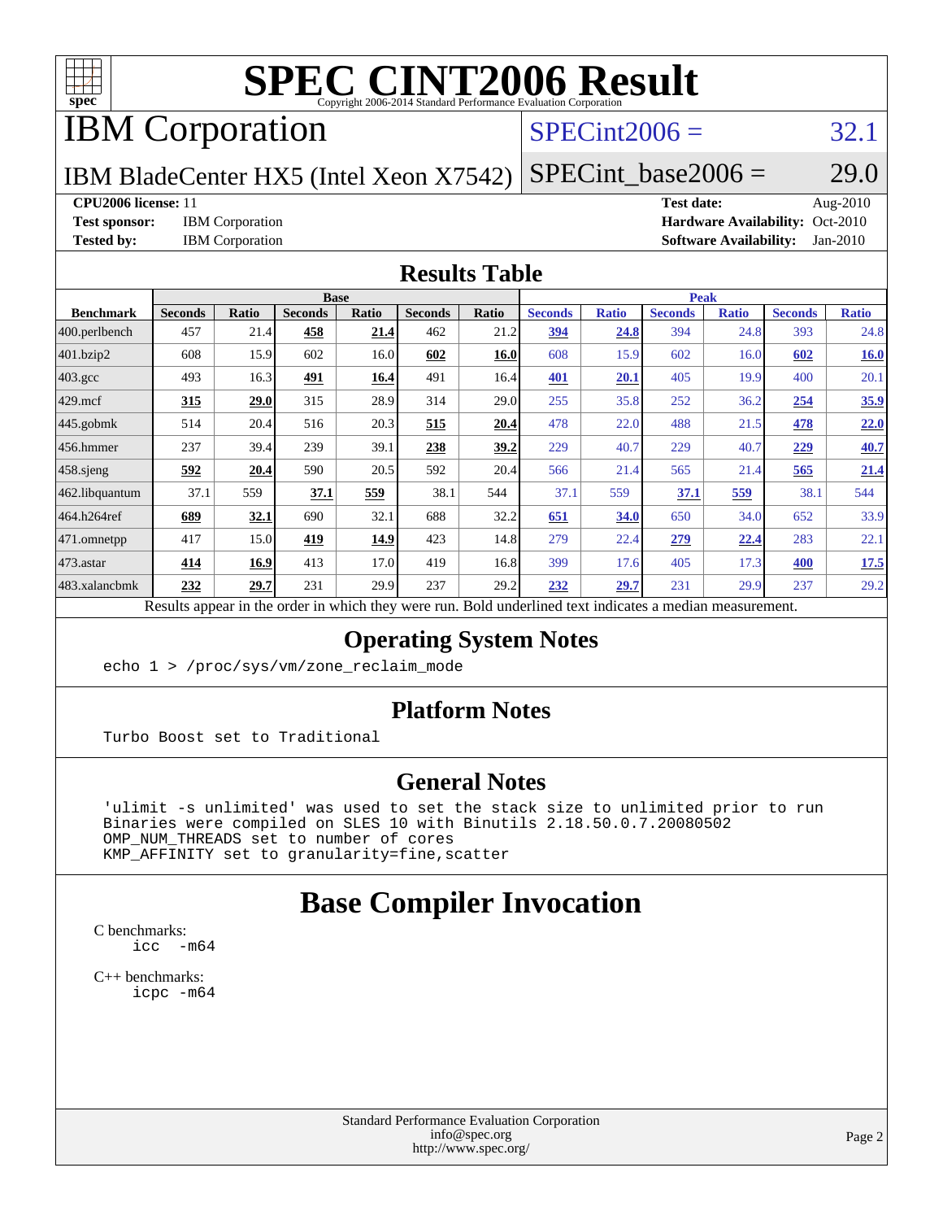# SPEC CINT2006 Result

Copyright 2006-2014 Standard Performance Evaluation Corporation

# IBM Corporation

## IBM BladeCenter HX5 (Intel Xeon X7542)

SPECint2006 = 32.1

SPECint_base2006 = 29.0

**CPU2006 license:** 11
**Test sponsor:** IBM Corporation
**Tested by:** IBM Corporation

**Test date:** Aug-2010
**Hardware Availability:** Oct-2010
**Software Availability:** Jan-2010

## Results Table

| Benchmark | Base | | | | | | Peak | | | | | |
|---|---|---|---|---|---|---|---|---|---|---|---|---|
| | Seconds | Ratio | Seconds | Ratio | Seconds | Ratio | Seconds | Ratio | Seconds | Ratio | Seconds | Ratio |
| 400.perlbench | 457 | 21.4 | **458** | **21.4** | 462 | 21.2 | **394** | **24.8** | 394 | 24.8 | 393 | 24.8 |
| 401.bzip2 | 608 | 15.9 | 602 | 16.0 | **602** | **16.0** | 608 | 15.9 | 602 | 16.0 | **602** | **16.0** |
| 403.gcc | 493 | 16.3 | **491** | **16.4** | 491 | 16.4 | **401** | **20.1** | 405 | 19.9 | 400 | 20.1 |
| 429.mcf | **315** | **29.0** | 315 | 28.9 | 314 | 29.0 | 255 | 35.8 | 252 | 36.2 | **254** | **35.9** |
| 445.gobmk | 514 | 20.4 | 516 | 20.3 | **515** | **20.4** | 478 | 22.0 | 488 | 21.5 | **478** | **22.0** |
| 456.hmmer | 237 | 39.4 | 239 | 39.1 | **238** | **39.2** | 229 | 40.7 | 229 | 40.7 | **229** | **40.7** |
| 458.sjeng | **592** | **20.4** | 590 | 20.5 | 592 | 20.4 | 566 | 21.4 | 565 | 21.4 | **565** | **21.4** |
| 462.libquantum | 37.1 | 559 | **37.1** | **559** | 38.1 | 544 | 37.1 | 559 | **37.1** | **559** | 38.1 | 544 |
| 464.h264ref | **689** | **32.1** | 690 | 32.1 | 688 | 32.2 | **651** | **34.0** | 650 | 34.0 | 652 | 33.9 |
| 471.omnetpp | 417 | 15.0 | **419** | **14.9** | 423 | 14.8 | 279 | 22.4 | **279** | **22.4** | 283 | 22.1 |
| 473.astar | **414** | **16.9** | 413 | 17.0 | 419 | 16.8 | 399 | 17.6 | 405 | 17.3 | **400** | **17.5** |
| 483.xalancbmk | **232** | **29.7** | 231 | 29.9 | 237 | 29.2 | **232** | **29.7** | 231 | 29.9 | 237 | 29.2 |

Results appear in the order in which they were run. Bold underlined text indicates a median measurement.

## Operating System Notes

```
echo 1 > /proc/sys/vm/zone_reclaim_mode
```

## Platform Notes

```
Turbo Boost set to Traditional
```

## General Notes

```
'ulimit -s unlimited' was used to set the stack size to unlimited prior to run
Binaries were compiled on SLES 10 with Binutils 2.18.50.0.7.20080502
OMP_NUM_THREADS set to number of cores
KMP_AFFINITY set to granularity=fine,scatter
```

# Base Compiler Invocation

C benchmarks:

```
icc  -m64
```

C++ benchmarks:

```
icpc -m64
```

Standard Performance Evaluation Corporation
info@spec.org
http://www.spec.org/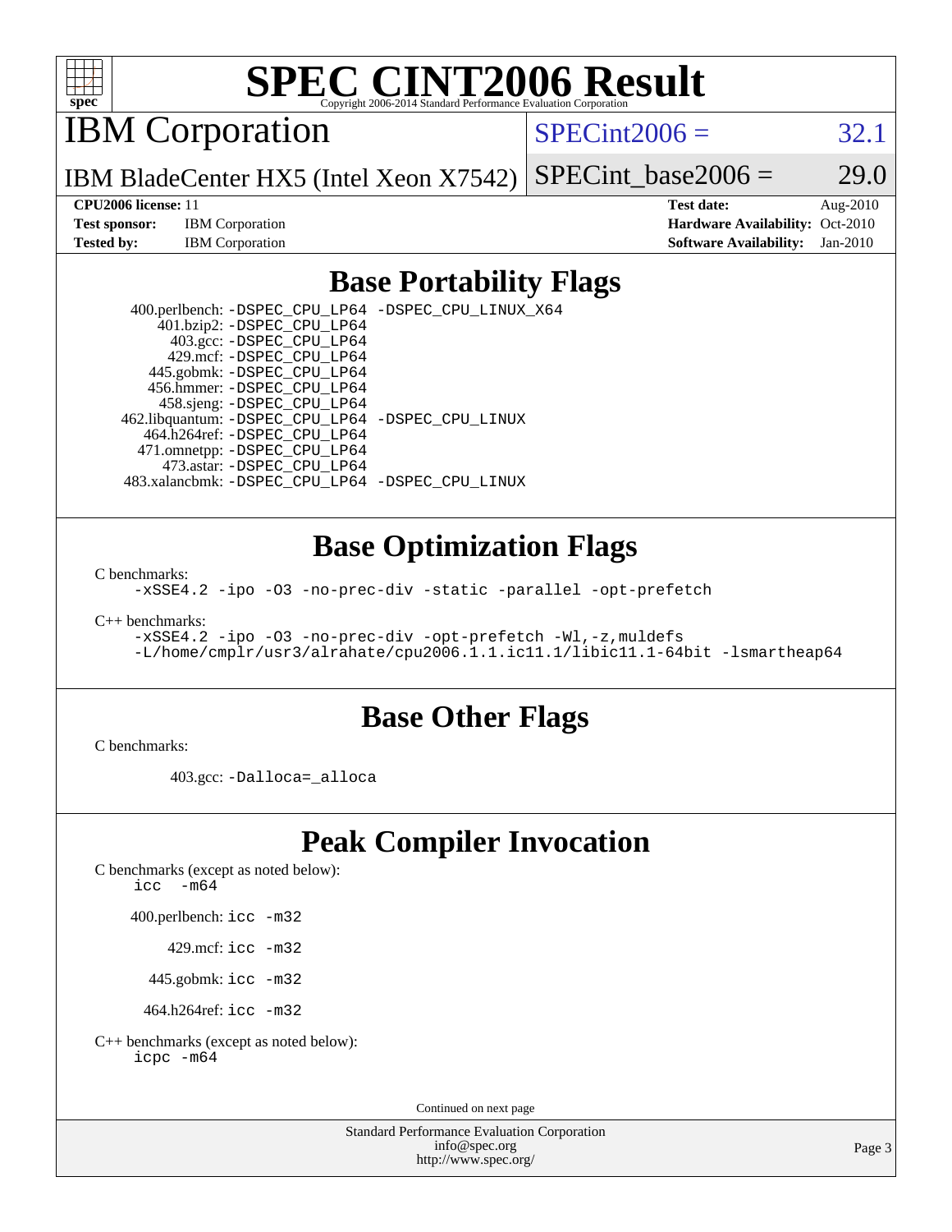# SPEC CINT2006 Result

Copyright 2006-2014 Standard Performance Evaluation Corporation

## IBM Corporation

IBM BladeCenter HX5 (Intel Xeon X7542)

SPECint2006 = 32.1

SPECint_base2006 = 29.0

**CPU2006 license:** 11
**Test sponsor:** IBM Corporation
**Tested by:** IBM Corporation

**Test date:** Aug-2010
**Hardware Availability:** Oct-2010
**Software Availability:** Jan-2010

## Base Portability Flags

400.perlbench: `-DSPEC_CPU_LP64 -DSPEC_CPU_LINUX_X64`
401.bzip2: `-DSPEC_CPU_LP64`
403.gcc: `-DSPEC_CPU_LP64`
429.mcf: `-DSPEC_CPU_LP64`
445.gobmk: `-DSPEC_CPU_LP64`
456.hmmer: `-DSPEC_CPU_LP64`
458.sjeng: `-DSPEC_CPU_LP64`
462.libquantum: `-DSPEC_CPU_LP64 -DSPEC_CPU_LINUX`
464.h264ref: `-DSPEC_CPU_LP64`
471.omnetpp: `-DSPEC_CPU_LP64`
473.astar: `-DSPEC_CPU_LP64`
483.xalancbmk: `-DSPEC_CPU_LP64 -DSPEC_CPU_LINUX`

## Base Optimization Flags

C benchmarks:
`-xSSE4.2 -ipo -O3 -no-prec-div -static -parallel -opt-prefetch`

C++ benchmarks:
`-xSSE4.2 -ipo -O3 -no-prec-div -opt-prefetch -Wl,-z,muldefs`
`-L/home/cmplr/usr3/alrahate/cpu2006.1.1.ic11.1/libic11.1-64bit -lsmartheap64`

## Base Other Flags

C benchmarks:

403.gcc: `-Dalloca=_alloca`

## Peak Compiler Invocation

C benchmarks (except as noted below):
`icc -m64`

400.perlbench: `icc -m32`

429.mcf: `icc -m32`

445.gobmk: `icc -m32`

464.h264ref: `icc -m32`

C++ benchmarks (except as noted below):
`icpc -m64`

Continued on next page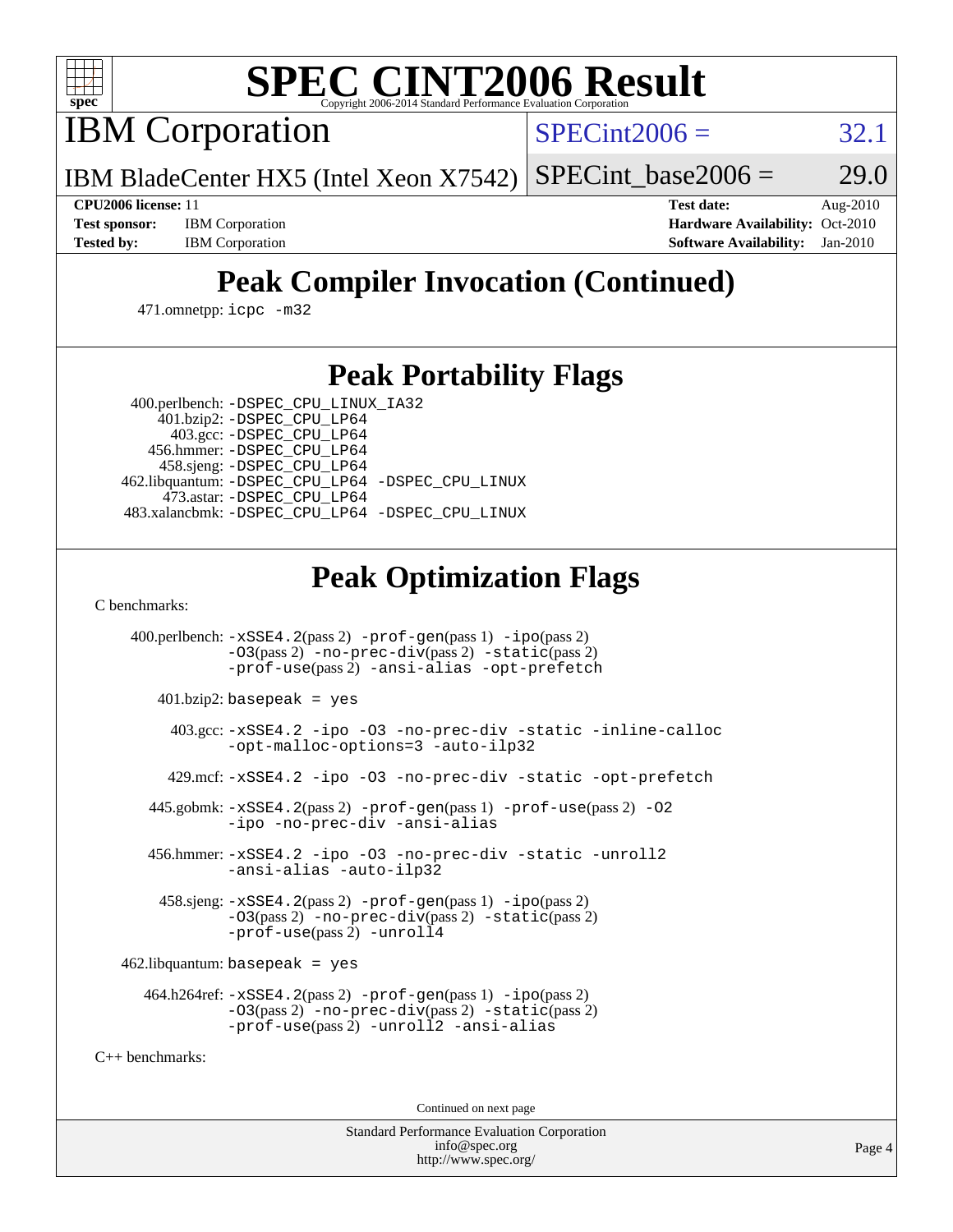# SPEC CINT2006 Result

Copyright 2006-2014 Standard Performance Evaluation Corporation

## IBM Corporation

IBM BladeCenter HX5 (Intel Xeon X7542)

SPECint2006 = 32.1

SPECint_base2006 = 29.0

| | | | |
|---|---|---|---|
| **CPU2006 license:** 11 | | **Test date:** | Aug-2010 |
| **Test sponsor:** | IBM Corporation | **Hardware Availability:** | Oct-2010 |
| **Tested by:** | IBM Corporation | **Software Availability:** | Jan-2010 |

## Peak Compiler Invocation (Continued)

471.omnetpp: icpc -m32

## Peak Portability Flags

400.perlbench: -DSPEC_CPU_LINUX_IA32
401.bzip2: -DSPEC_CPU_LP64
403.gcc: -DSPEC_CPU_LP64
456.hmmer: -DSPEC_CPU_LP64
458.sjeng: -DSPEC_CPU_LP64
462.libquantum: -DSPEC_CPU_LP64 -DSPEC_CPU_LINUX
473.astar: -DSPEC_CPU_LP64
483.xalancbmk: -DSPEC_CPU_LP64 -DSPEC_CPU_LINUX

## Peak Optimization Flags

C benchmarks:

400.perlbench: -xSSE4.2(pass 2) -prof-gen(pass 1) -ipo(pass 2) -O3(pass 2) -no-prec-div(pass 2) -static(pass 2) -prof-use(pass 2) -ansi-alias -opt-prefetch

401.bzip2: basepeak = yes

403.gcc: -xSSE4.2 -ipo -O3 -no-prec-div -static -inline-calloc -opt-malloc-options=3 -auto-ilp32

429.mcf: -xSSE4.2 -ipo -O3 -no-prec-div -static -opt-prefetch

445.gobmk: -xSSE4.2(pass 2) -prof-gen(pass 1) -prof-use(pass 2) -O2 -ipo -no-prec-div -ansi-alias

456.hmmer: -xSSE4.2 -ipo -O3 -no-prec-div -static -unroll2 -ansi-alias -auto-ilp32

458.sjeng: -xSSE4.2(pass 2) -prof-gen(pass 1) -ipo(pass 2) -O3(pass 2) -no-prec-div(pass 2) -static(pass 2) -prof-use(pass 2) -unroll4

462.libquantum: basepeak = yes

464.h264ref: -xSSE4.2(pass 2) -prof-gen(pass 1) -ipo(pass 2) -O3(pass 2) -no-prec-div(pass 2) -static(pass 2) -prof-use(pass 2) -unroll2 -ansi-alias

C++ benchmarks:

Continued on next page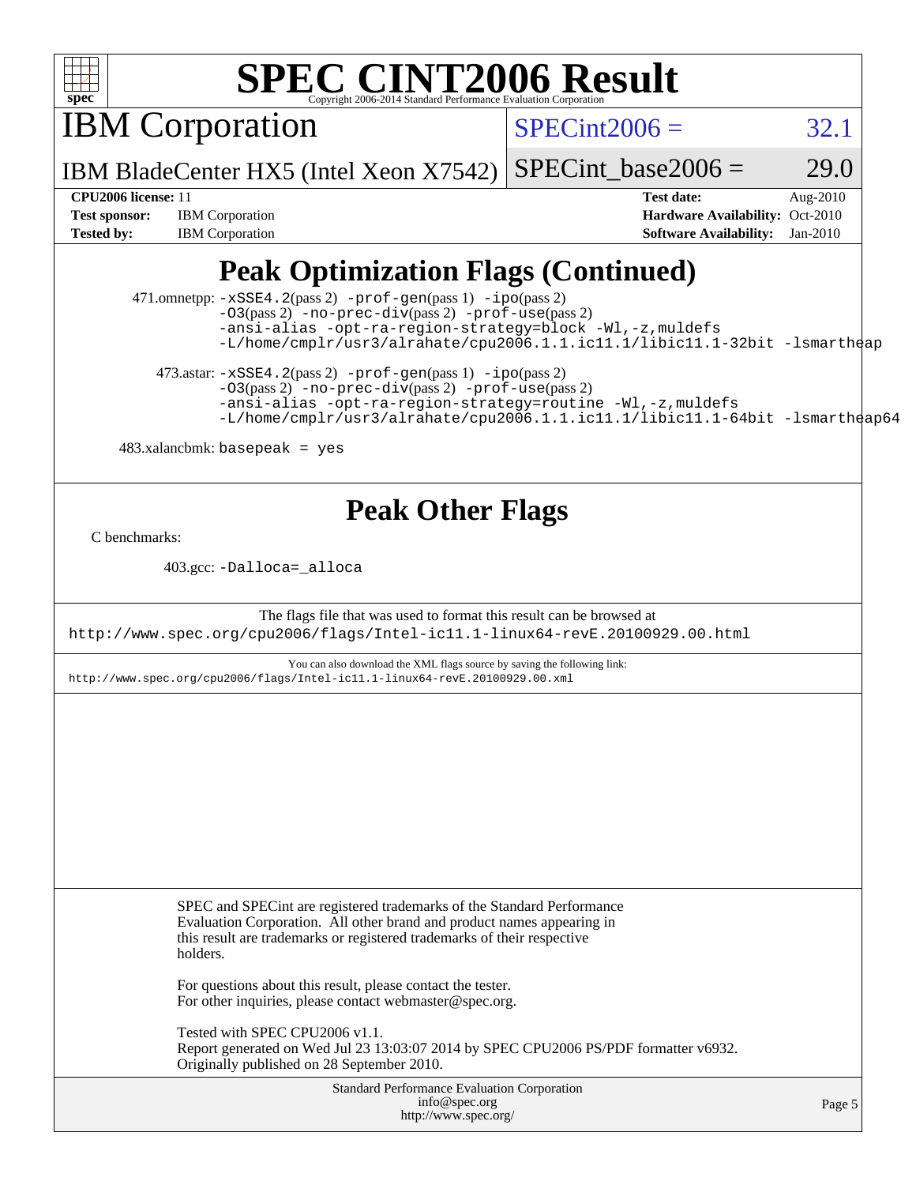## Peak Optimization Flags (Continued)

471.omnetpp: -xSSE4.2(pass 2) -prof-gen(pass 1) -ipo(pass 2) -O3(pass 2) -no-prec-div(pass 2) -prof-use(pass 2) -ansi-alias -opt-ra-region-strategy=block -Wl,-z,muldefs -L/home/cmplr/usr3/alrahate/cpu2006.1.1.ic11.1/libic11.1-32bit -lsmartheap

473.astar: -xSSE4.2(pass 2) -prof-gen(pass 1) -ipo(pass 2) -O3(pass 2) -no-prec-div(pass 2) -prof-use(pass 2) -ansi-alias -opt-ra-region-strategy=routine -Wl,-z,muldefs -L/home/cmplr/usr3/alrahate/cpu2006.1.1.ic11.1/libic11.1-64bit -lsmartheap64

483.xalancbmk: basepeak = yes

## Peak Other Flags

C benchmarks:

403.gcc: -Dalloca=_alloca

The flags file that was used to format this result can be browsed at
http://www.spec.org/cpu2006/flags/Intel-ic11.1-linux64-revE.20100929.00.html

You can also download the XML flags source by saving the following link:
http://www.spec.org/cpu2006/flags/Intel-ic11.1-linux64-revE.20100929.00.xml

SPEC and SPECint are registered trademarks of the Standard Performance Evaluation Corporation. All other brand and product names appearing in this result are trademarks or registered trademarks of their respective holders.

For questions about this result, please contact the tester.
For other inquiries, please contact webmaster@spec.org.

Tested with SPEC CPU2006 v1.1.
Report generated on Wed Jul 23 13:03:07 2014 by SPEC CPU2006 PS/PDF formatter v6932.
Originally published on 28 September 2010.